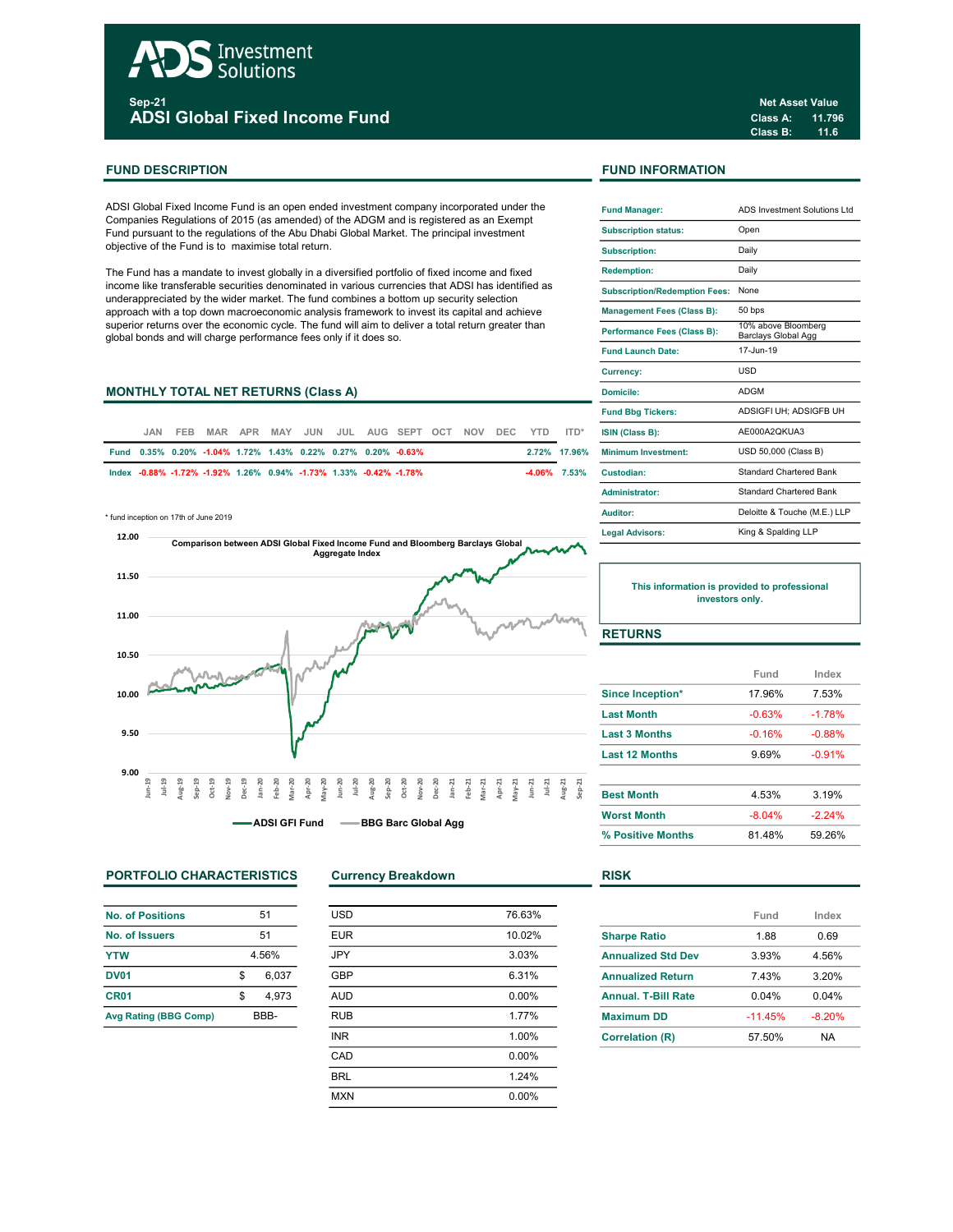# ADS Investment Solutions

**Sep-21**

## ADSI Global Fixed Income Fund

**Net Asset Value**

**Class A:** 11.796
**Class B:** 11.6

## FUND DESCRIPTION

ADSI Global Fixed Income Fund is an open ended investment company incorporated under the Companies Regulations of 2015 (as amended) of the ADGM and is registered as an Exempt Fund pursuant to the regulations of the Abu Dhabi Global Market. The principal investment objective of the Fund is to maximise total return.

The Fund has a mandate to invest globally in a diversified portfolio of fixed income and fixed income like transferable securities denominated in various currencies that ADSI has identified as underappreciated by the wider market. The fund combines a bottom up security selection approach with a top down macroeconomic analysis framework to invest its capital and achieve superior returns over the economic cycle. The fund will aim to deliver a total return greater than global bonds and will charge performance fees only if it does so.

## MONTHLY TOTAL NET RETURNS (Class A)

| | JAN | FEB | MAR | APR | MAY | JUN | JUL | AUG | SEPT | OCT | NOV | DEC | YTD | ITD* |
|---|---|---|---|---|---|---|---|---|---|---|---|---|---|---|
| Fund | 0.35% | 0.20% | -1.04% | 1.72% | 1.43% | 0.22% | 0.27% | 0.20% | -0.63% | | | | 2.72% | 17.96% |
| Index | -0.88% | -1.72% | -1.92% | 1.26% | 0.94% | -1.73% | 1.33% | -0.42% | -1.78% | | | | -4.06% | 7.53% |

\* fund inception on 17th of June 2019

Comparison between ADSI Global Fixed Income Fund and Bloomberg Barclays Global Aggregate Index

ADSI GFI Fund — BBG Barc Global Agg

## FUND INFORMATION

| | |
|---|---|
| Fund Manager: | ADS Investment Solutions Ltd |
| Subscription status: | Open |
| Subscription: | Daily |
| Redemption: | Daily |
| Subscription/Redemption Fees: | None |
| Management Fees (Class B): | 50 bps |
| Performance Fees (Class B): | 10% above Bloomberg Barclays Global Agg |
| Fund Launch Date: | 17-Jun-19 |
| Currency: | USD |
| Domicile: | ADGM |
| Fund Bbg Tickers: | ADSIGFI UH; ADSIGFB UH |
| ISIN (Class B): | AE000A2QKUA3 |
| Minimum Investment: | USD 50,000 (Class B) |
| Custodian: | Standard Chartered Bank |
| Administrator: | Standard Chartered Bank |
| Auditor: | Deloitte & Touche (M.E.) LLP |
| Legal Advisors: | King & Spalding LLP |

**This information is provided to professional investors only.**

## RETURNS

| | Fund | Index |
|---|---|---|
| Since Inception* | 17.96% | 7.53% |
| Last Month | -0.63% | -1.78% |
| Last 3 Months | -0.16% | -0.88% |
| Last 12 Months | 9.69% | -0.91% |
| Best Month | 4.53% | 3.19% |
| Worst Month | -8.04% | -2.24% |
| % Positive Months | 81.48% | 59.26% |

## PORTFOLIO CHARACTERISTICS

| | |
|---|---|
| No. of Positions | 51 |
| No. of Issuers | 51 |
| YTW | 4.56% |
| DV01 | $ 6,037 |
| CR01 | $ 4,973 |
| Avg Rating (BBG Comp) | BBB- |

## Currency Breakdown

| | |
|---|---|
| USD | 76.63% |
| EUR | 10.02% |
| JPY | 3.03% |
| GBP | 6.31% |
| AUD | 0.00% |
| RUB | 1.77% |
| INR | 1.00% |
| CAD | 0.00% |
| BRL | 1.24% |
| MXN | 0.00% |

## RISK

| | Fund | Index |
|---|---|---|
| Sharpe Ratio | 1.88 | 0.69 |
| Annualized Std Dev | 3.93% | 4.56% |
| Annualized Return | 7.43% | 3.20% |
| Annual. T-Bill Rate | 0.04% | 0.04% |
| Maximum DD | -11.45% | -8.20% |
| Correlation (R) | 57.50% | NA |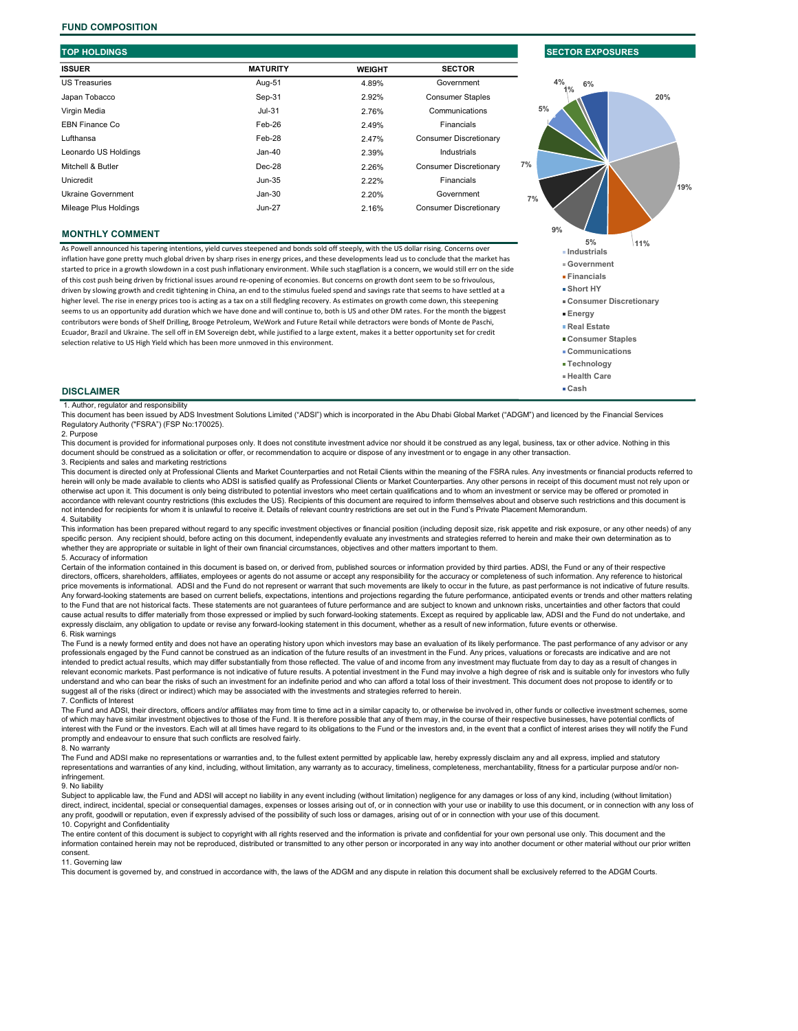## FUND COMPOSITION

### TOP HOLDINGS

| ISSUER | MATURITY | WEIGHT | SECTOR |
|---|---|---|---|
| US Treasuries | Aug-51 | 4.89% | Government |
| Japan Tobacco | Sep-31 | 2.92% | Consumer Staples |
| Virgin Media | Jul-31 | 2.76% | Communications |
| EBN Finance Co | Feb-26 | 2.49% | Financials |
| Lufthansa | Feb-28 | 2.47% | Consumer Discretionary |
| Leonardo US Holdings | Jan-40 | 2.39% | Industrials |
| Mitchell & Butler | Dec-28 | 2.26% | Consumer Discretionary |
| Unicredit | Jun-35 | 2.22% | Financials |
| Ukraine Government | Jan-30 | 2.20% | Government |
| Mileage Plus Holdings | Jun-27 | 2.16% | Consumer Discretionary |

### SECTOR EXPOSURES

4%
1%
6%
20%
5%
7%
19%
7%
9%
5%
11%

- Industrials
- Government
- Financials
- Short HY
- Consumer Discretionary
- Energy
- Real Estate
- Consumer Staples
- Communications
- Technology
- Health Care
- Cash

### MONTHLY COMMENT

As Powell announced his tapering intentions, yield curves steepened and bonds sold off steeply, with the US dollar rising. Concerns over inflation have gone pretty much global driven by sharp rises in energy prices, and these developments lead us to conclude that the market has started to price in a growth slowdown in a cost push inflationary environment. While such stagflation is a concern, we would still err on the side of this cost push being driven by frictional issues around re-opening of economies. But concerns on growth dont seem to be so frivoulous, driven by slowing growth and credit tightening in China, an end to the stimulus fueled spend and savings rate that seems to have settled at a higher level. The rise in energy prices too is acting as a tax on a still fledgling recovery. As estimates on growth come down, this steepening seems to us an opportunity add duration which we have done and will continue to, both is US and other DM rates. For the month the biggest contributors were bonds of Shelf Drilling, Brooge Petroleum, WeWork and Future Retail while detractors were bonds of Monte de Paschi, Ecuador, Brazil and Ukraine. The sell off in EM Sovereign debt, while justified to a large extent, makes it a better opportunity set for credit selection relative to US High Yield which has been more unmoved in this environment.

### DISCLAIMER

1. Author, regulator and responsibility

This document has been issued by ADS Investment Solutions Limited ("ADSI") which is incorporated in the Abu Dhabi Global Market ("ADGM") and licenced by the Financial Services Regulatory Authority ("FSRA") (FSP No:170025).

2. Purpose

This document is provided for informational purposes only. It does not constitute investment advice nor should it be construed as any legal, business, tax or other advice. Nothing in this document should be construed as a solicitation or offer, or recommendation to acquire or dispose of any investment or to engage in any other transaction.

3. Recipients and sales and marketing restrictions

This document is directed only at Professional Clients and Market Counterparties and not Retail Clients within the meaning of the FSRA rules. Any investments or financial products referred to herein will only be made available to clients who ADSI is satisfied qualify as Professional Clients or Market Counterparties. Any other persons in receipt of this document must not rely upon or otherwise act upon it. This document is only being distributed to potential investors who meet certain qualifications and to whom an investment or service may be offered or promoted in accordance with relevant country restrictions (this excludes the US). Recipients of this document are required to inform themselves about and observe such restrictions and this document is not intended for recipients for whom it is unlawful to receive it. Details of relevant country restrictions are set out in the Fund's Private Placement Memorandum.

4. Suitability

This information has been prepared without regard to any specific investment objectives or financial position (including deposit size, risk appetite and risk exposure, or any other needs) of any specific person. Any recipient should, before acting on this document, independently evaluate any investments and strategies referred to herein and make their own determination as to whether they are appropriate or suitable in light of their own financial circumstances, objectives and other matters important to them.

5. Accuracy of information

Certain of the information contained in this document is based on, or derived from, published sources or information provided by third parties. ADSI, the Fund or any of their respective directors, officers, shareholders, affiliates, employees or agents do not assume or accept any responsibility for the accuracy or completeness of such information. Any reference to historical price movements is informational. ADSI and the Fund do not represent or warrant that such movements are likely to occur in the future, as past performance is not indicative of future results. Any forward-looking statements are based on current beliefs, expectations, intentions and projections regarding the future performance, anticipated events or trends and other matters relating to the Fund that are not historical facts. These statements are not guarantees of future performance and are subject to known and unknown risks, uncertainties and other factors that could cause actual results to differ materially from those expressed or implied by such forward-looking statements. Except as required by applicable law, ADSI and the Fund do not undertake, and expressly disclaim, any obligation to update or revise any forward-looking statement in this document, whether as a result of new information, future events or otherwise.

6. Risk warnings

The Fund is a newly formed entity and does not have an operating history upon which investors may base an evaluation of its likely performance. The past performance of any advisor or any professionals engaged by the Fund cannot be construed as an indication of the future results of an investment in the Fund. Any prices, valuations or forecasts are indicative and are not intended to predict actual results, which may differ substantially from those reflected. The value of and income from any investment may fluctuate from day to day as a result of changes in relevant economic markets. Past performance is not indicative of future results. A potential investment in the Fund may involve a high degree of risk and is suitable only for investors who fully understand and who can bear the risks of such an investment for an indefinite period and who can afford a total loss of their investment. This document does not propose to identify or to suggest all of the risks (direct or indirect) which may be associated with the investments and strategies referred to herein.

7. Conflicts of Interest

The Fund and ADSI, their directors, officers and/or affiliates may from time to time act in a similar capacity to, or otherwise be involved in, other funds or collective investment schemes, some of which may have similar investment objectives to those of the Fund. It is therefore possible that any of them may, in the course of their respective businesses, have potential conflicts of interest with the Fund or the investors. Each will at all times have regard to its obligations to the Fund or the investors and, in the event that a conflict of interest arises they will notify the Fund promptly and endeavour to ensure that such conflicts are resolved fairly.

8. No warranty

The Fund and ADSI make no representations or warranties and, to the fullest extent permitted by applicable law, hereby expressly disclaim any and all express, implied and statutory representations and warranties of any kind, including, without limitation, any warranty as to accuracy, timeliness, completeness, merchantability, fitness for a particular purpose and/or non-infringement.

9. No liability

Subject to applicable law, the Fund and ADSI will accept no liability in any event including (without limitation) negligence for any damages or loss of any kind, including (without limitation) direct, indirect, incidental, special or consequential damages, expenses or losses arising out of, or in connection with your use or inability to use this document, or in connection with any loss of any profit, goodwill or reputation, even if expressly advised of the possibility of such loss or damages, arising out of or in connection with your use of this document.

10. Copyright and Confidentiality

The entire content of this document is subject to copyright with all rights reserved and the information is private and confidential for your own personal use only. This document and the information contained herein may not be reproduced, distributed or transmitted to any other person or incorporated in any way into another document or other material without our prior written consent.

11. Governing law

This document is governed by, and construed in accordance with, the laws of the ADGM and any dispute in relation this document shall be exclusively referred to the ADGM Courts.